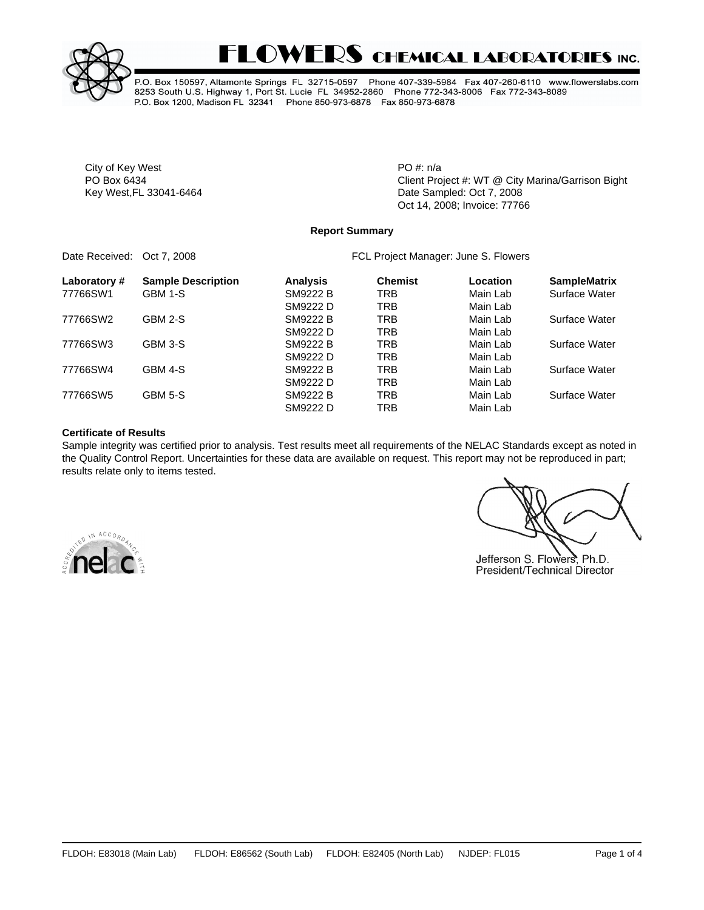# FLOWERS CHEMICAL LABORATORIES INC.

P.O. Box 150597, Altamonte Springs FL 32715-0597 Phone 407-339-5984 Fax 407-260-6110 www.flowerslabs.com
8253 South U.S. Highway 1, Port St. Lucie FL 34952-2860 Phone 772-343-8006 Fax 772-343-8089
P.O. Box 1200, Madison FL 32341 Phone 850-973-6878 Fax 850-973-6878

City of Key West
PO Box 6434
Key West,FL 33041-6464

PO #: n/a
Client Project #: WT @ City Marina/Garrison Bight
Date Sampled: Oct 7, 2008
Oct 14, 2008; Invoice: 77766

**Report Summary**

Date Received: Oct 7, 2008

FCL Project Manager: June S. Flowers

| Laboratory # | Sample Description | Analysis | Chemist | Location | SampleMatrix |
|---|---|---|---|---|---|
| 77766SW1 | GBM 1-S | SM9222 B | TRB | Main Lab | Surface Water |
| | | SM9222 D | TRB | Main Lab | |
| 77766SW2 | GBM 2-S | SM9222 B | TRB | Main Lab | Surface Water |
| | | SM9222 D | TRB | Main Lab | |
| 77766SW3 | GBM 3-S | SM9222 B | TRB | Main Lab | Surface Water |
| | | SM9222 D | TRB | Main Lab | |
| 77766SW4 | GBM 4-S | SM9222 B | TRB | Main Lab | Surface Water |
| | | SM9222 D | TRB | Main Lab | |
| 77766SW5 | GBM 5-S | SM9222 B | TRB | Main Lab | Surface Water |
| | | SM9222 D | TRB | Main Lab | |

**Certificate of Results**

Sample integrity was certified prior to analysis. Test results meet all requirements of the NELAC Standards except as noted in the Quality Control Report. Uncertainties for these data are available on request. This report may not be reproduced in part; results relate only to items tested.

ACCREDITED IN ACCORDANCE WITH nelac

Jefferson S. Flowers, Ph.D.
President/Technical Director

FLDOH: E83018 (Main Lab) FLDOH: E86562 (South Lab) FLDOH: E82405 (North Lab) NJDEP: FL015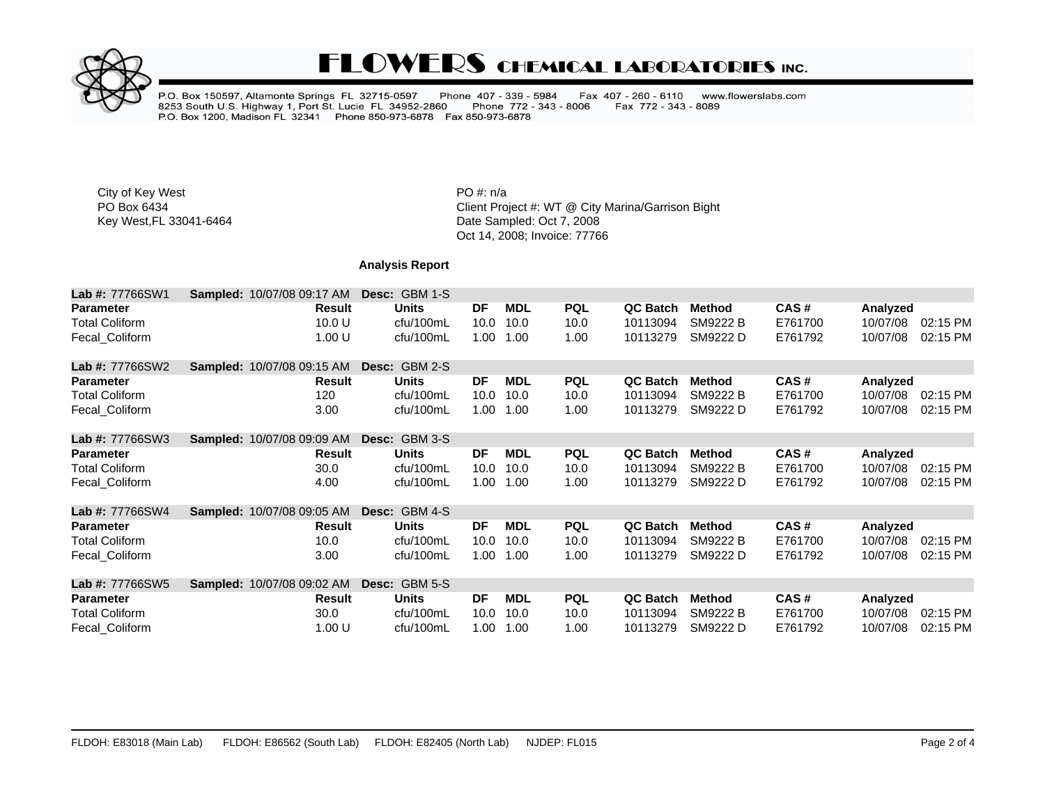# FLOWERS CHEMICAL LABORATORIES INC.

P.O. Box 150597, Altamonte Springs FL 32715-0597 Phone 407 - 339 - 5984 Fax 407 - 260 - 6110 www.flowerslabs.com
8253 South U.S. Highway 1, Port St. Lucie FL 34952-2860 Phone 772 - 343 - 8006 Fax 772 - 343 - 8089
P.O. Box 1200, Madison FL 32341 Phone 850-973-6878 Fax 850-973-6878

City of Key West
PO Box 6434
Key West,FL 33041-6464

PO #: n/a
Client Project #: WT @ City Marina/Garrison Bight
Date Sampled: Oct 7, 2008
Oct 14, 2008; Invoice: 77766

**Analysis Report**

**Lab #:** 77766SW1 **Sampled:** 10/07/08 09:17 AM **Desc:** GBM 1-S

| Parameter | Result | Units | DF | MDL | PQL | QC Batch | Method | CAS # | Analyzed | |
|---|---|---|---|---|---|---|---|---|---|---|
| Total Coliform | 10.0 U | cfu/100mL | 10.0 | 10.0 | 10.0 | 10113094 | SM9222 B | E761700 | 10/07/08 | 02:15 PM |
| Fecal_Coliform | 1.00 U | cfu/100mL | 1.00 | 1.00 | 1.00 | 10113279 | SM9222 D | E761792 | 10/07/08 | 02:15 PM |

**Lab #:** 77766SW2 **Sampled:** 10/07/08 09:15 AM **Desc:** GBM 2-S

| Parameter | Result | Units | DF | MDL | PQL | QC Batch | Method | CAS # | Analyzed | |
|---|---|---|---|---|---|---|---|---|---|---|
| Total Coliform | 120 | cfu/100mL | 10.0 | 10.0 | 10.0 | 10113094 | SM9222 B | E761700 | 10/07/08 | 02:15 PM |
| Fecal_Coliform | 3.00 | cfu/100mL | 1.00 | 1.00 | 1.00 | 10113279 | SM9222 D | E761792 | 10/07/08 | 02:15 PM |

**Lab #:** 77766SW3 **Sampled:** 10/07/08 09:09 AM **Desc:** GBM 3-S

| Parameter | Result | Units | DF | MDL | PQL | QC Batch | Method | CAS # | Analyzed | |
|---|---|---|---|---|---|---|---|---|---|---|
| Total Coliform | 30.0 | cfu/100mL | 10.0 | 10.0 | 10.0 | 10113094 | SM9222 B | E761700 | 10/07/08 | 02:15 PM |
| Fecal_Coliform | 4.00 | cfu/100mL | 1.00 | 1.00 | 1.00 | 10113279 | SM9222 D | E761792 | 10/07/08 | 02:15 PM |

**Lab #:** 77766SW4 **Sampled:** 10/07/08 09:05 AM **Desc:** GBM 4-S

| Parameter | Result | Units | DF | MDL | PQL | QC Batch | Method | CAS # | Analyzed | |
|---|---|---|---|---|---|---|---|---|---|---|
| Total Coliform | 10.0 | cfu/100mL | 10.0 | 10.0 | 10.0 | 10113094 | SM9222 B | E761700 | 10/07/08 | 02:15 PM |
| Fecal_Coliform | 3.00 | cfu/100mL | 1.00 | 1.00 | 1.00 | 10113279 | SM9222 D | E761792 | 10/07/08 | 02:15 PM |

**Lab #:** 77766SW5 **Sampled:** 10/07/08 09:02 AM **Desc:** GBM 5-S

| Parameter | Result | Units | DF | MDL | PQL | QC Batch | Method | CAS # | Analyzed | |
|---|---|---|---|---|---|---|---|---|---|---|
| Total Coliform | 30.0 | cfu/100mL | 10.0 | 10.0 | 10.0 | 10113094 | SM9222 B | E761700 | 10/07/08 | 02:15 PM |
| Fecal_Coliform | 1.00 U | cfu/100mL | 1.00 | 1.00 | 1.00 | 10113279 | SM9222 D | E761792 | 10/07/08 | 02:15 PM |

FLDOH: E83018 (Main Lab) FLDOH: E86562 (South Lab) FLDOH: E82405 (North Lab) NJDEP: FL015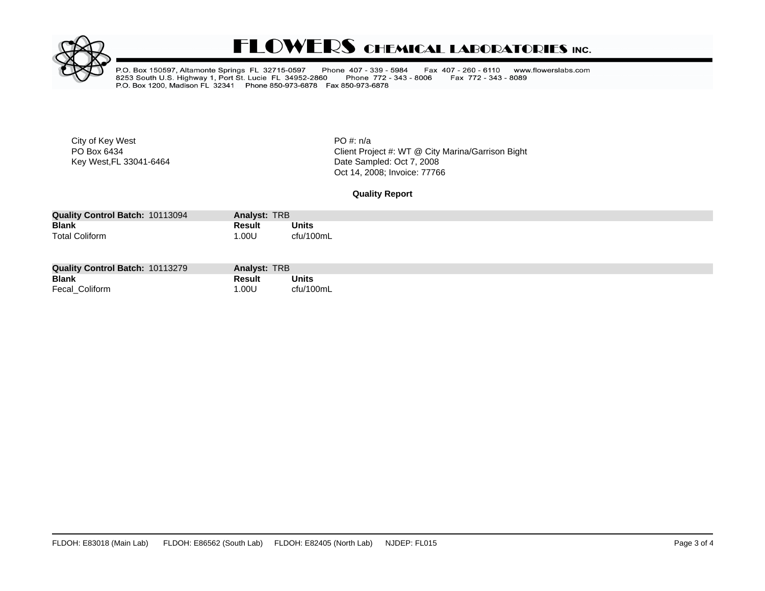# FLOWERS CHEMICAL LABORATORIES INC.

P.O. Box 150597, Altamonte Springs FL 32715-0597 Phone 407 - 339 - 5984 Fax 407 - 260 - 6110 www.flowerslabs.com
8253 South U.S. Highway 1, Port St. Lucie FL 34952-2860 Phone 772 - 343 - 8006 Fax 772 - 343 - 8089
P.O. Box 1200, Madison FL 32341 Phone 850-973-6878 Fax 850-973-6878

City of Key West
PO Box 6434
Key West,FL 33041-6464

PO #: n/a
Client Project #: WT @ City Marina/Garrison Bight
Date Sampled: Oct 7, 2008
Oct 14, 2008; Invoice: 77766

**Quality Report**

| **Quality Control Batch:** 10113094 | **Analyst:** TRB | |
|---|---|---|
| **Blank** | **Result** | **Units** |
| Total Coliform | 1.00U | cfu/100mL |

| **Quality Control Batch:** 10113279 | **Analyst:** TRB | |
|---|---|---|
| **Blank** | **Result** | **Units** |
| Fecal_Coliform | 1.00U | cfu/100mL |

FLDOH: E83018 (Main Lab) FLDOH: E86562 (South Lab) FLDOH: E82405 (North Lab) NJDEP: FL015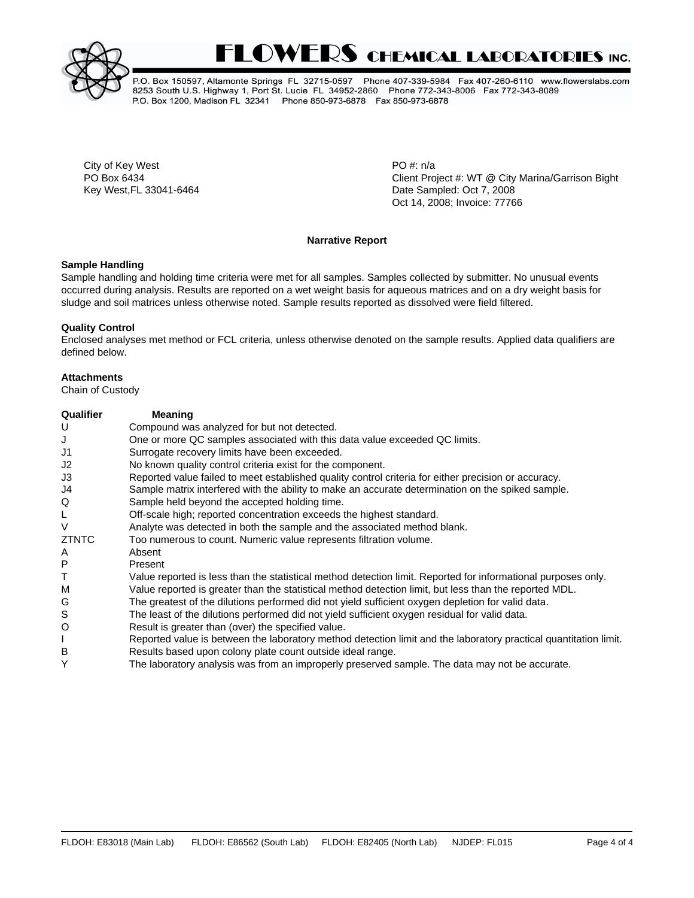# FLOWERS CHEMICAL LABORATORIES INC.

P.O. Box 150597, Altamonte Springs FL 32715-0597 Phone 407-339-5984 Fax 407-260-6110 www.flowerslabs.com
8253 South U.S. Highway 1, Port St. Lucie FL 34952-2860 Phone 772-343-8006 Fax 772-343-8089
P.O. Box 1200, Madison FL 32341 Phone 850-973-6878 Fax 850-973-6878

City of Key West
PO Box 6434
Key West,FL 33041-6464

PO #: n/a
Client Project #: WT @ City Marina/Garrison Bight
Date Sampled: Oct 7, 2008
Oct 14, 2008; Invoice: 77766

**Narrative Report**

**Sample Handling**

Sample handling and holding time criteria were met for all samples. Samples collected by submitter. No unusual events occurred during analysis. Results are reported on a wet weight basis for aqueous matrices and on a dry weight basis for sludge and soil matrices unless otherwise noted. Sample results reported as dissolved were field filtered.

**Quality Control**

Enclosed analyses met method or FCL criteria, unless otherwise denoted on the sample results. Applied data qualifiers are defined below.

**Attachments**

Chain of Custody

| Qualifier | Meaning |
|---|---|
| U | Compound was analyzed for but not detected. |
| J | One or more QC samples associated with this data value exceeded QC limits. |
| J1 | Surrogate recovery limits have been exceeded. |
| J2 | No known quality control criteria exist for the component. |
| J3 | Reported value failed to meet established quality control criteria for either precision or accuracy. |
| J4 | Sample matrix interfered with the ability to make an accurate determination on the spiked sample. |
| Q | Sample held beyond the accepted holding time. |
| L | Off-scale high; reported concentration exceeds the highest standard. |
| V | Analyte was detected in both the sample and the associated method blank. |
| ZTNTC | Too numerous to count. Numeric value represents filtration volume. |
| A | Absent |
| P | Present |
| T | Value reported is less than the statistical method detection limit. Reported for informational purposes only. |
| M | Value reported is greater than the statistical method detection limit, but less than the reported MDL. |
| G | The greatest of the dilutions performed did not yield sufficient oxygen depletion for valid data. |
| S | The least of the dilutions performed did not yield sufficient oxygen residual for valid data. |
| O | Result is greater than (over) the specified value. |
| I | Reported value is between the laboratory method detection limit and the laboratory practical quantitation limit. |
| B | Results based upon colony plate count outside ideal range. |
| Y | The laboratory analysis was from an improperly preserved sample. The data may not be accurate. |

FLDOH: E83018 (Main Lab) FLDOH: E86562 (South Lab) FLDOH: E82405 (North Lab) NJDEP: FL015